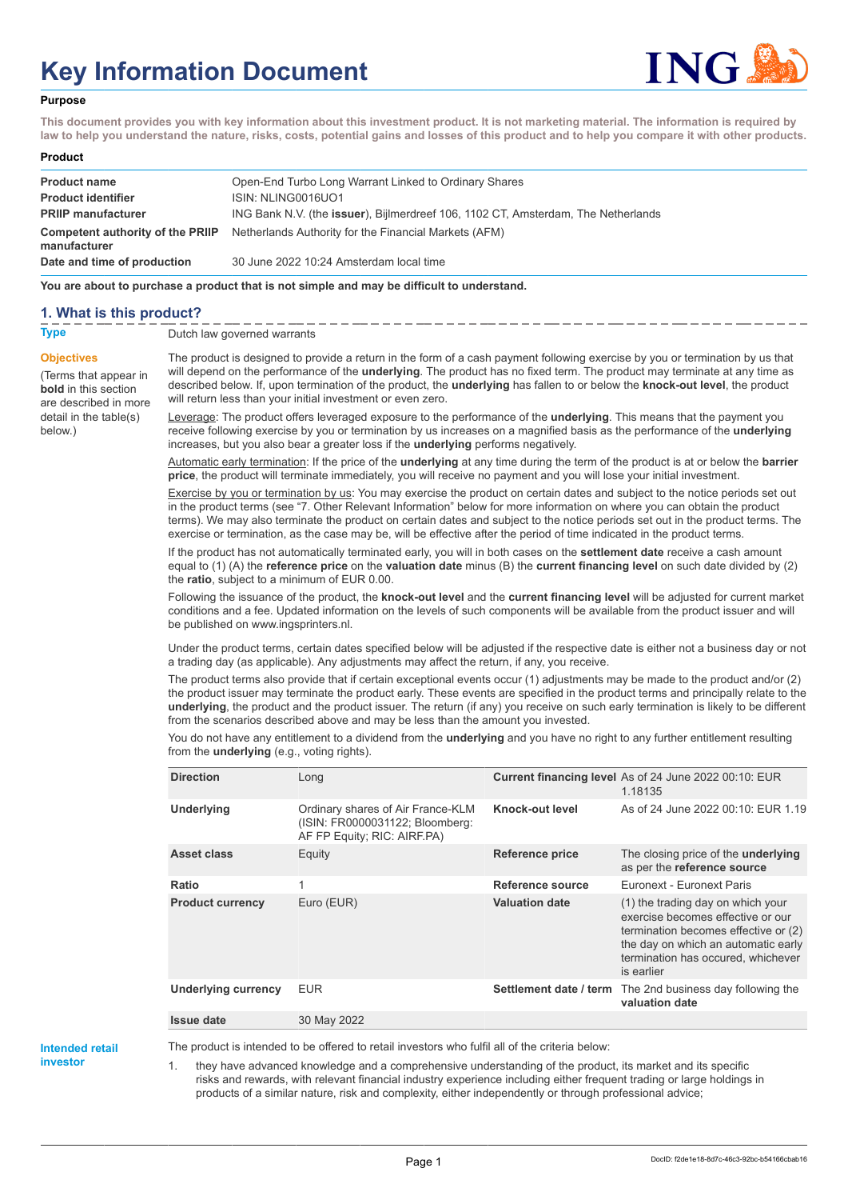# Key Information Document

## Purpose

**This document provides you with key information about this investment product. It is not marketing material. The information is required by law to help you understand the nature, risks, costs, potential gains and losses of this product and to help you compare it with other products.**

## Product

| | |
|---|---|
| **Product name** | Open-End Turbo Long Warrant Linked to Ordinary Shares |
| **Product identifier** | ISIN: NLING0016UO1 |
| **PRIIP manufacturer** | ING Bank N.V. (the **issuer**), Bijlmerdreef 106, 1102 CT, Amsterdam, The Netherlands |
| **Competent authority of the PRIIP manufacturer** | Netherlands Authority for the Financial Markets (AFM) |
| **Date and time of production** | 30 June 2022 10:24 Amsterdam local time |

**You are about to purchase a product that is not simple and may be difficult to understand.**

## 1. What is this product?

**Type**

Dutch law governed warrants

**Objectives**

(Terms that appear in **bold** in this section are described in more detail in the table(s) below.)

The product is designed to provide a return in the form of a cash payment following exercise by you or termination by us that will depend on the performance of the **underlying**. The product has no fixed term. The product may terminate at any time as described below. If, upon termination of the product, the **underlying** has fallen to or below the **knock-out level**, the product will return less than your initial investment or even zero.

Leverage: The product offers leveraged exposure to the performance of the **underlying**. This means that the payment you receive following exercise by you or termination by us increases on a magnified basis as the performance of the **underlying** increases, but you also bear a greater loss if the **underlying** performs negatively.

Automatic early termination: If the price of the **underlying** at any time during the term of the product is at or below the **barrier price**, the product will terminate immediately, you will receive no payment and you will lose your initial investment.

Exercise by you or termination by us: You may exercise the product on certain dates and subject to the notice periods set out in the product terms (see "7. Other Relevant Information" below for more information on where you can obtain the product terms). We may also terminate the product on certain dates and subject to the notice periods set out in the product terms. The exercise or termination, as the case may be, will be effective after the period of time indicated in the product terms.

If the product has not automatically terminated early, you will in both cases on the **settlement date** receive a cash amount equal to (1) (A) the **reference price** on the **valuation date** minus (B) the **current financing level** on such date divided by (2) the **ratio**, subject to a minimum of EUR 0.00.

Following the issuance of the product, the **knock-out level** and the **current financing level** will be adjusted for current market conditions and a fee. Updated information on the levels of such components will be available from the product issuer and will be published on www.ingsprinters.nl.

Under the product terms, certain dates specified below will be adjusted if the respective date is either not a business day or not a trading day (as applicable). Any adjustments may affect the return, if any, you receive.

The product terms also provide that if certain exceptional events occur (1) adjustments may be made to the product and/or (2) the product issuer may terminate the product early. These events are specified in the product terms and principally relate to the **underlying**, the product and the product issuer. The return (if any) you receive on such early termination is likely to be different from the scenarios described above and may be less than the amount you invested.

You do not have any entitlement to a dividend from the **underlying** and you have no right to any further entitlement resulting from the **underlying** (e.g., voting rights).

| | | | |
|---|---|---|---|
| **Direction** | Long | **Current financing level** | As of 24 June 2022 00:10: EUR 1.18135 |
| **Underlying** | Ordinary shares of Air France-KLM (ISIN: FR0000031122; Bloomberg: AF FP Equity; RIC: AIRF.PA) | **Knock-out level** | As of 24 June 2022 00:10: EUR 1.19 |
| **Asset class** | Equity | **Reference price** | The closing price of the **underlying** as per the **reference source** |
| **Ratio** | 1 | **Reference source** | Euronext - Euronext Paris |
| **Product currency** | Euro (EUR) | **Valuation date** | (1) the trading day on which your exercise becomes effective or our termination becomes effective or (2) the day on which an automatic early termination has occured, whichever is earlier |
| **Underlying currency** | EUR | **Settlement date / term** | The 2nd business day following the **valuation date** |
| **Issue date** | 30 May 2022 | | |

**Intended retail investor**

The product is intended to be offered to retail investors who fulfil all of the criteria below:

1. they have advanced knowledge and a comprehensive understanding of the product, its market and its specific risks and rewards, with relevant financial industry experience including either frequent trading or large holdings in products of a similar nature, risk and complexity, either independently or through professional advice;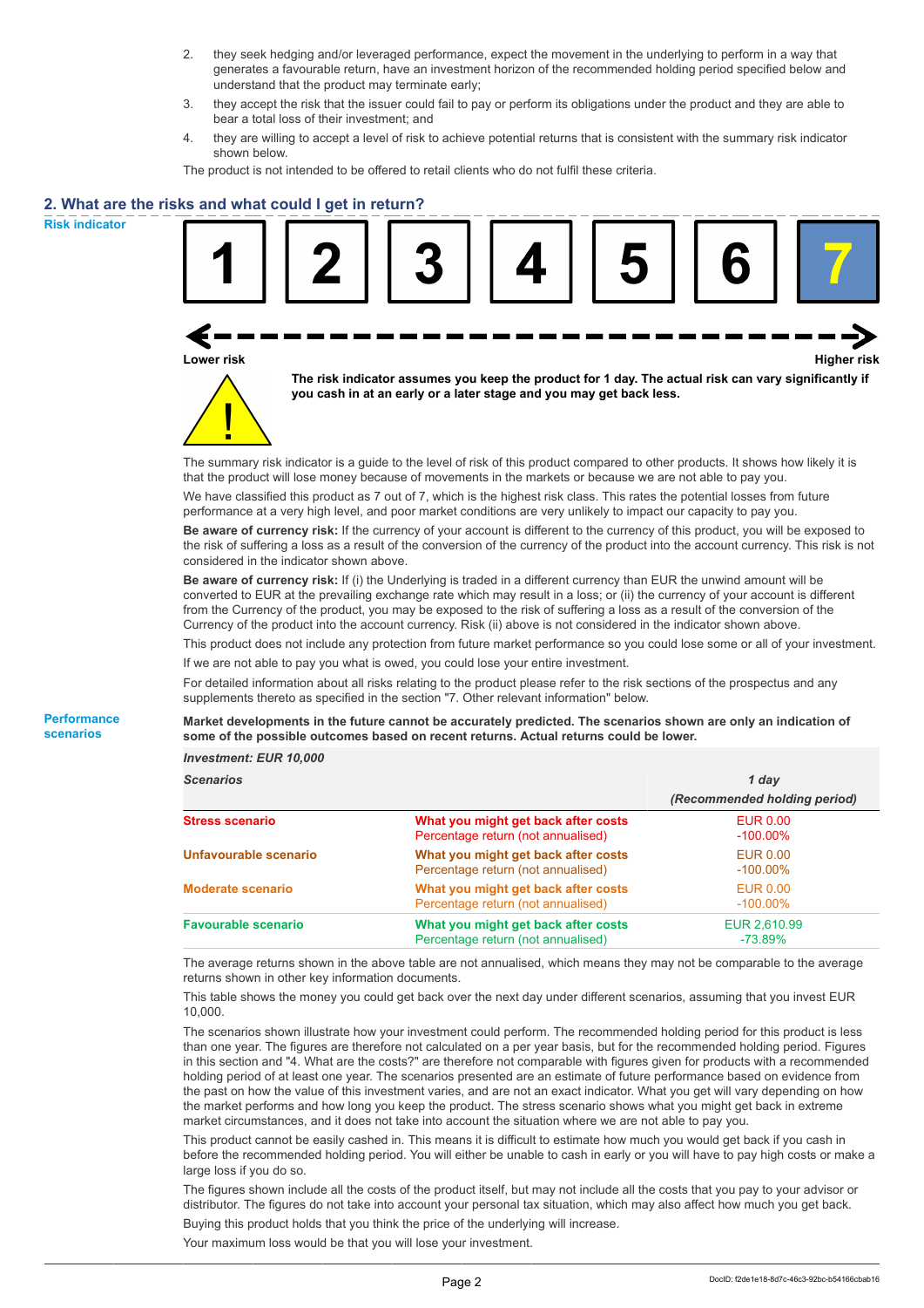2. they seek hedging and/or leveraged performance, expect the movement in the underlying to perform in a way that generates a favourable return, have an investment horizon of the recommended holding period specified below and understand that the product may terminate early;
3. they accept the risk that the issuer could fail to pay or perform its obligations under the product and they are able to bear a total loss of their investment; and
4. they are willing to accept a level of risk to achieve potential returns that is consistent with the summary risk indicator shown below.

The product is not intended to be offered to retail clients who do not fulfil these criteria.

## 2. What are the risks and what could I get in return?

**Risk indicator**

| 1 | 2 | 3 | 4 | 5 | 6 | **7** |
|---|---|---|---|---|---|---|

**Lower risk** ← → **Higher risk**

**The risk indicator assumes you keep the product for 1 day. The actual risk can vary significantly if you cash in at an early or a later stage and you may get back less.**

The summary risk indicator is a guide to the level of risk of this product compared to other products. It shows how likely it is that the product will lose money because of movements in the markets or because we are not able to pay you.

We have classified this product as 7 out of 7, which is the highest risk class. This rates the potential losses from future performance at a very high level, and poor market conditions are very unlikely to impact our capacity to pay you.

**Be aware of currency risk:** If the currency of your account is different to the currency of this product, you will be exposed to the risk of suffering a loss as a result of the conversion of the currency of the product into the account currency. This risk is not considered in the indicator shown above.

**Be aware of currency risk:** If (i) the Underlying is traded in a different currency than EUR the unwind amount will be converted to EUR at the prevailing exchange rate which may result in a loss; or (ii) the currency of your account is different from the Currency of the product, you may be exposed to the risk of suffering a loss as a result of the conversion of the Currency of the product into the account currency. Risk (ii) above is not considered in the indicator shown above.

This product does not include any protection from future market performance so you could lose some or all of your investment.

If we are not able to pay you what is owed, you could lose your entire investment.

For detailed information about all risks relating to the product please refer to the risk sections of the prospectus and any supplements thereto as specified in the section "7. Other relevant information" below.

**Performance scenarios**

**Market developments in the future cannot be accurately predicted. The scenarios shown are only an indication of some of the possible outcomes based on recent returns. Actual returns could be lower.**

| ***Investment: EUR 10,000*** | | |
|---|---|---|
| ***Scenarios*** | | ***1 day (Recommended holding period)*** |
| **Stress scenario** | **What you might get back after costs** | EUR 0.00 |
| | Percentage return (not annualised) | -100.00% |
| **Unfavourable scenario** | **What you might get back after costs** | EUR 0.00 |
| | Percentage return (not annualised) | -100.00% |
| **Moderate scenario** | **What you might get back after costs** | EUR 0.00 |
| | Percentage return (not annualised) | -100.00% |
| **Favourable scenario** | **What you might get back after costs** | EUR 2,610.99 |
| | Percentage return (not annualised) | -73.89% |

The average returns shown in the above table are not annualised, which means they may not be comparable to the average returns shown in other key information documents.

This table shows the money you could get back over the next day under different scenarios, assuming that you invest EUR 10,000.

The scenarios shown illustrate how your investment could perform. The recommended holding period for this product is less than one year. The figures are therefore not calculated on a per year basis, but for the recommended holding period. Figures in this section and "4. What are the costs?" are therefore not comparable with figures given for products with a recommended holding period of at least one year. The scenarios presented are an estimate of future performance based on evidence from the past on how the value of this investment varies, and are not an exact indicator. What you get will vary depending on how the market performs and how long you keep the product. The stress scenario shows what you might get back in extreme market circumstances, and it does not take into account the situation where we are not able to pay you.

This product cannot be easily cashed in. This means it is difficult to estimate how much you would get back if you cash in before the recommended holding period. You will either be unable to cash in early or you will have to pay high costs or make a large loss if you do so.

The figures shown include all the costs of the product itself, but may not include all the costs that you pay to your advisor or distributor. The figures do not take into account your personal tax situation, which may also affect how much you get back.

Buying this product holds that you think the price of the underlying will increase.

Your maximum loss would be that you will lose your investment.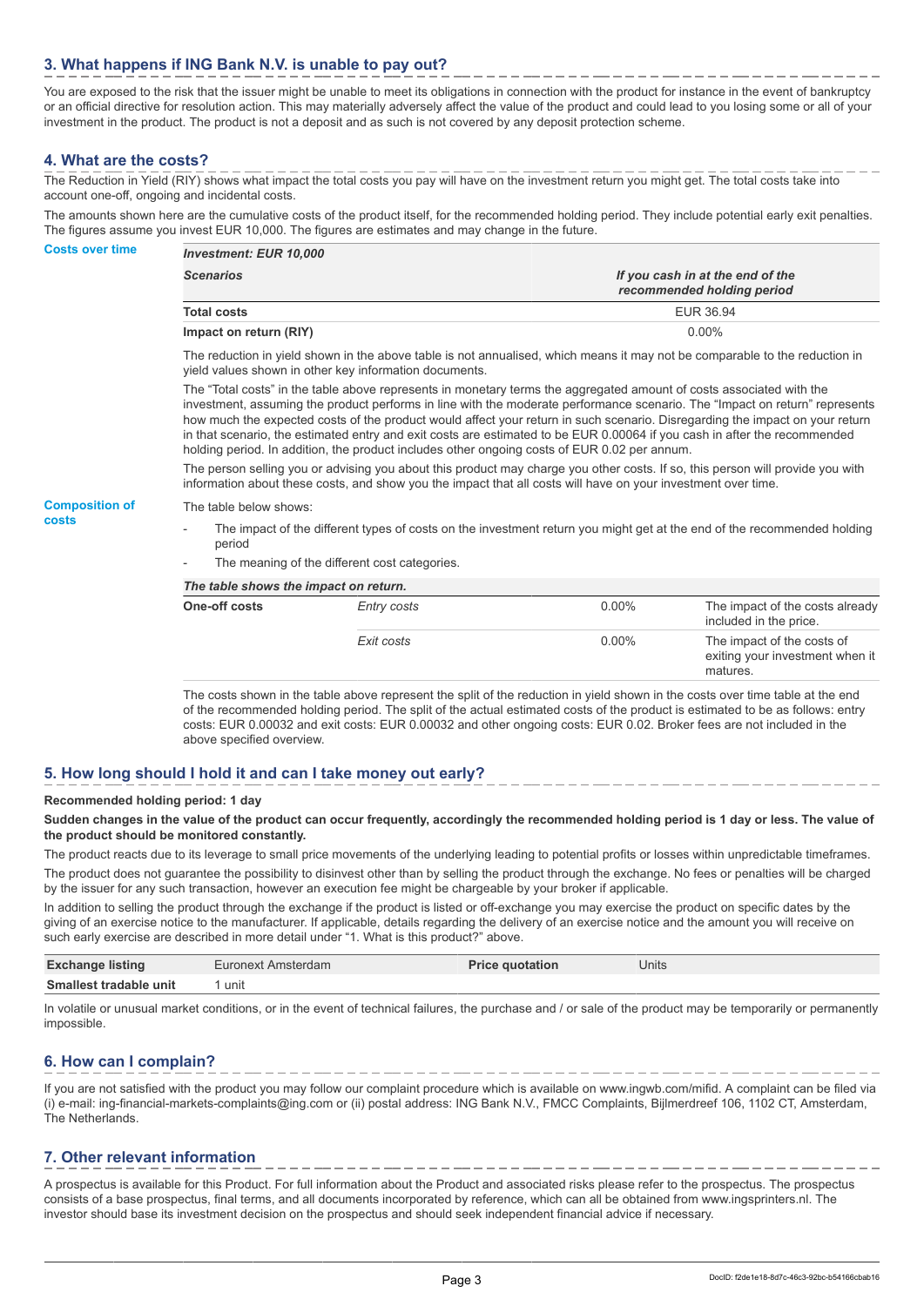## 3. What happens if ING Bank N.V. is unable to pay out?

You are exposed to the risk that the issuer might be unable to meet its obligations in connection with the product for instance in the event of bankruptcy or an official directive for resolution action. This may materially adversely affect the value of the product and could lead to you losing some or all of your investment in the product. The product is not a deposit and as such is not covered by any deposit protection scheme.

## 4. What are the costs?

The Reduction in Yield (RIY) shows what impact the total costs you pay will have on the investment return you might get. The total costs take into account one-off, ongoing and incidental costs.

The amounts shown here are the cumulative costs of the product itself, for the recommended holding period. They include potential early exit penalties. The figures assume you invest EUR 10,000. The figures are estimates and may change in the future.

**Costs over time**

| *Investment: EUR 10,000* | |
|---|---|
| ***Scenarios*** | ***If you cash in at the end of the recommended holding period*** |
| **Total costs** | EUR 36.94 |
| **Impact on return (RIY)** | 0.00% |

The reduction in yield shown in the above table is not annualised, which means it may not be comparable to the reduction in yield values shown in other key information documents.

The "Total costs" in the table above represents in monetary terms the aggregated amount of costs associated with the investment, assuming the product performs in line with the moderate performance scenario. The "Impact on return" represents how much the expected costs of the product would affect your return in such scenario. Disregarding the impact on your return in that scenario, the estimated entry and exit costs are estimated to be EUR 0.00064 if you cash in after the recommended holding period. In addition, the product includes other ongoing costs of EUR 0.02 per annum.

The person selling you or advising you about this product may charge you other costs. If so, this person will provide you with information about these costs, and show you the impact that all costs will have on your investment over time.

**Composition of costs**

The table below shows:

- The impact of the different types of costs on the investment return you might get at the end of the recommended holding period
- The meaning of the different cost categories.

| *The table shows the impact on return.* | | | |
|---|---|---|---|
| **One-off costs** | *Entry costs* | 0.00% | The impact of the costs already included in the price. |
| | *Exit costs* | 0.00% | The impact of the costs of exiting your investment when it matures. |

The costs shown in the table above represent the split of the reduction in yield shown in the costs over time table at the end of the recommended holding period. The split of the actual estimated costs of the product is estimated to be as follows: entry costs: EUR 0.00032 and exit costs: EUR 0.00032 and other ongoing costs: EUR 0.02. Broker fees are not included in the above specified overview.

## 5. How long should I hold it and can I take money out early?

**Recommended holding period: 1 day**

**Sudden changes in the value of the product can occur frequently, accordingly the recommended holding period is 1 day or less. The value of the product should be monitored constantly.**

The product reacts due to its leverage to small price movements of the underlying leading to potential profits or losses within unpredictable timeframes.

The product does not guarantee the possibility to disinvest other than by selling the product through the exchange. No fees or penalties will be charged by the issuer for any such transaction, however an execution fee might be chargeable by your broker if applicable.

In addition to selling the product through the exchange if the product is listed or off-exchange you may exercise the product on specific dates by the giving of an exercise notice to the manufacturer. If applicable, details regarding the delivery of an exercise notice and the amount you will receive on such early exercise are described in more detail under "1. What is this product?" above.

| | | | |
|---|---|---|---|
| **Exchange listing** | Euronext Amsterdam | **Price quotation** | Units |
| **Smallest tradable unit** | 1 unit | | |

In volatile or unusual market conditions, or in the event of technical failures, the purchase and / or sale of the product may be temporarily or permanently impossible.

## 6. How can I complain?

If you are not satisfied with the product you may follow our complaint procedure which is available on www.ingwb.com/mifid. A complaint can be filed via (i) e-mail: ing-financial-markets-complaints@ing.com or (ii) postal address: ING Bank N.V., FMCC Complaints, Bijlmerdreef 106, 1102 CT, Amsterdam, The Netherlands.

## 7. Other relevant information

A prospectus is available for this Product. For full information about the Product and associated risks please refer to the prospectus. The prospectus consists of a base prospectus, final terms, and all documents incorporated by reference, which can all be obtained from www.ingsprinters.nl. The investor should base its investment decision on the prospectus and should seek independent financial advice if necessary.